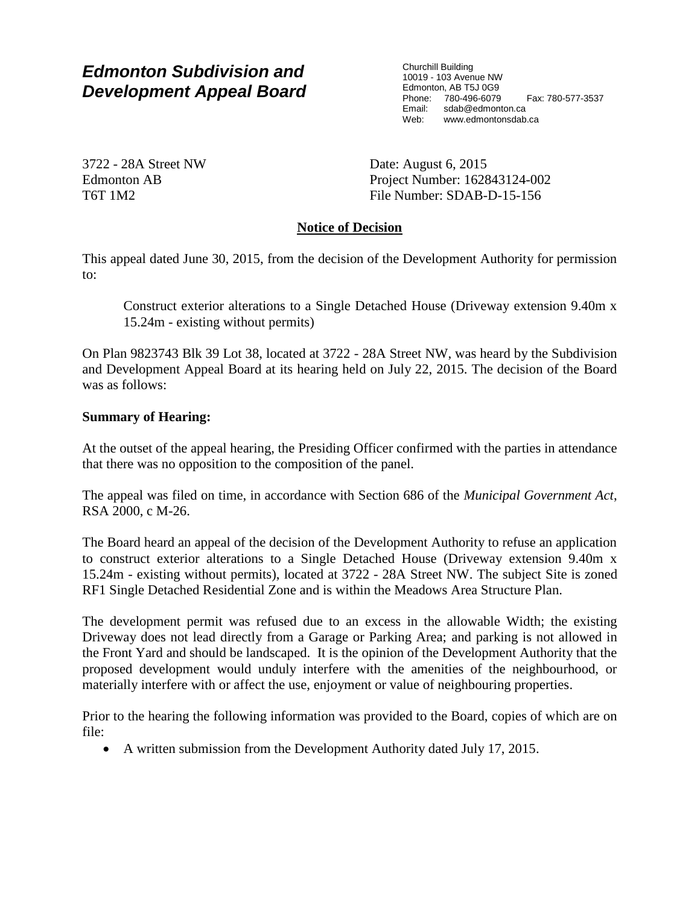# *Edmonton Subdivision and Development Appeal Board*

Churchill Building
10019 - 103 Avenue NW
Edmonton, AB T5J 0G9
Phone: 780-496-6079 Fax: 780-577-3537
Email: sdab@edmonton.ca
Web: www.edmontonsdab.ca

3722 - 28A Street NW
Edmonton AB
T6T 1M2

Date: August 6, 2015
Project Number: 162843124-002
File Number: SDAB-D-15-156

## Notice of Decision

This appeal dated June 30, 2015, from the decision of the Development Authority for permission to:

> Construct exterior alterations to a Single Detached House (Driveway extension 9.40m x 15.24m - existing without permits)

On Plan 9823743 Blk 39 Lot 38, located at 3722 - 28A Street NW, was heard by the Subdivision and Development Appeal Board at its hearing held on July 22, 2015. The decision of the Board was as follows:

**Summary of Hearing:**

At the outset of the appeal hearing, the Presiding Officer confirmed with the parties in attendance that there was no opposition to the composition of the panel.

The appeal was filed on time, in accordance with Section 686 of the *Municipal Government Act*, RSA 2000, c M-26.

The Board heard an appeal of the decision of the Development Authority to refuse an application to construct exterior alterations to a Single Detached House (Driveway extension 9.40m x 15.24m - existing without permits), located at 3722 - 28A Street NW. The subject Site is zoned RF1 Single Detached Residential Zone and is within the Meadows Area Structure Plan.

The development permit was refused due to an excess in the allowable Width; the existing Driveway does not lead directly from a Garage or Parking Area; and parking is not allowed in the Front Yard and should be landscaped. It is the opinion of the Development Authority that the proposed development would unduly interfere with the amenities of the neighbourhood, or materially interfere with or affect the use, enjoyment or value of neighbouring properties.

Prior to the hearing the following information was provided to the Board, copies of which are on file:

- A written submission from the Development Authority dated July 17, 2015.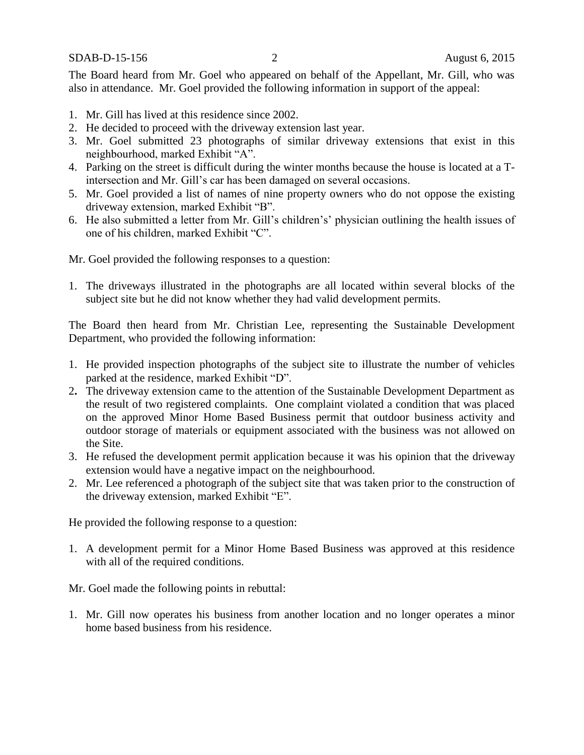The Board heard from Mr. Goel who appeared on behalf of the Appellant, Mr. Gill, who was also in attendance. Mr. Goel provided the following information in support of the appeal:

1. Mr. Gill has lived at this residence since 2002.
2. He decided to proceed with the driveway extension last year.
3. Mr. Goel submitted 23 photographs of similar driveway extensions that exist in this neighbourhood, marked Exhibit "A".
4. Parking on the street is difficult during the winter months because the house is located at a T-intersection and Mr. Gill's car has been damaged on several occasions.
5. Mr. Goel provided a list of names of nine property owners who do not oppose the existing driveway extension, marked Exhibit "B".
6. He also submitted a letter from Mr. Gill's childrens' physician outlining the health issues of one of his children, marked Exhibit "C".

Mr. Goel provided the following responses to a question:

1. The driveways illustrated in the photographs are all located within several blocks of the subject site but he did not know whether they had valid development permits.

The Board then heard from Mr. Christian Lee, representing the Sustainable Development Department, who provided the following information:

1. He provided inspection photographs of the subject site to illustrate the number of vehicles parked at the residence, marked Exhibit "D".
2. The driveway extension came to the attention of the Sustainable Development Department as the result of two registered complaints. One complaint violated a condition that was placed on the approved Minor Home Based Business permit that outdoor business activity and outdoor storage of materials or equipment associated with the business was not allowed on the Site.
3. He refused the development permit application because it was his opinion that the driveway extension would have a negative impact on the neighbourhood.
2. Mr. Lee referenced a photograph of the subject site that was taken prior to the construction of the driveway extension, marked Exhibit "E".

He provided the following response to a question:

1. A development permit for a Minor Home Based Business was approved at this residence with all of the required conditions.

Mr. Goel made the following points in rebuttal:

1. Mr. Gill now operates his business from another location and no longer operates a minor home based business from his residence.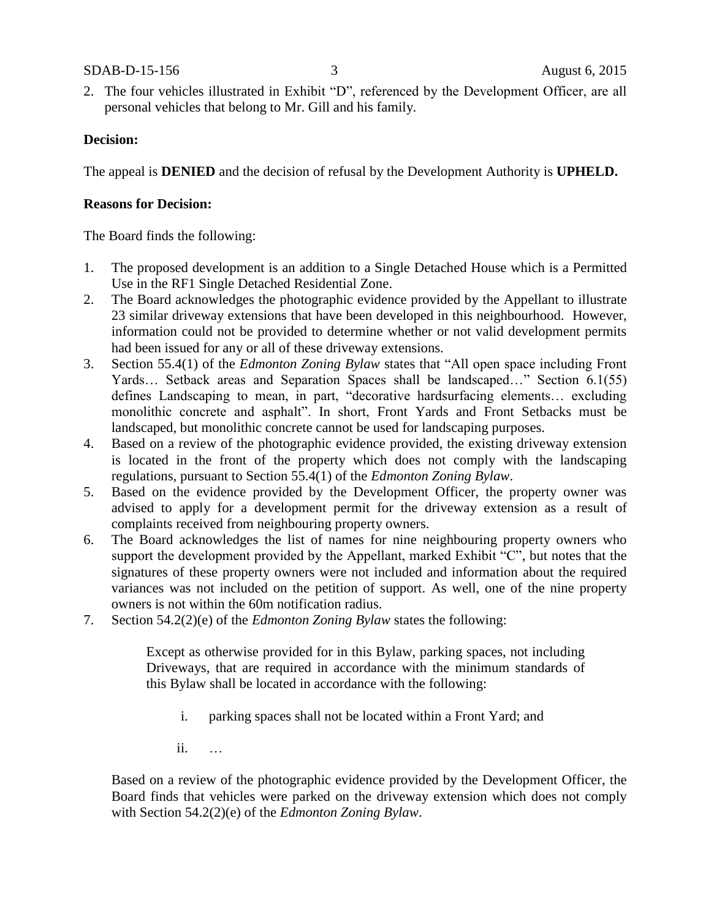2. The four vehicles illustrated in Exhibit "D", referenced by the Development Officer, are all personal vehicles that belong to Mr. Gill and his family.

**Decision:**

The appeal is **DENIED** and the decision of refusal by the Development Authority is **UPHELD.**

**Reasons for Decision:**

The Board finds the following:

1. The proposed development is an addition to a Single Detached House which is a Permitted Use in the RF1 Single Detached Residential Zone.
2. The Board acknowledges the photographic evidence provided by the Appellant to illustrate 23 similar driveway extensions that have been developed in this neighbourhood. However, information could not be provided to determine whether or not valid development permits had been issued for any or all of these driveway extensions.
3. Section 55.4(1) of the *Edmonton Zoning Bylaw* states that "All open space including Front Yards… Setback areas and Separation Spaces shall be landscaped…" Section 6.1(55) defines Landscaping to mean, in part, "decorative hardsurfacing elements… excluding monolithic concrete and asphalt". In short, Front Yards and Front Setbacks must be landscaped, but monolithic concrete cannot be used for landscaping purposes.
4. Based on a review of the photographic evidence provided, the existing driveway extension is located in the front of the property which does not comply with the landscaping regulations, pursuant to Section 55.4(1) of the *Edmonton Zoning Bylaw*.
5. Based on the evidence provided by the Development Officer, the property owner was advised to apply for a development permit for the driveway extension as a result of complaints received from neighbouring property owners.
6. The Board acknowledges the list of names for nine neighbouring property owners who support the development provided by the Appellant, marked Exhibit "C", but notes that the signatures of these property owners were not included and information about the required variances was not included on the petition of support. As well, one of the nine property owners is not within the 60m notification radius.
7. Section 54.2(2)(e) of the *Edmonton Zoning Bylaw* states the following:

   > Except as otherwise provided for in this Bylaw, parking spaces, not including Driveways, that are required in accordance with the minimum standards of this Bylaw shall be located in accordance with the following:
   >
   > i. parking spaces shall not be located within a Front Yard; and
   >
   > ii. …

   Based on a review of the photographic evidence provided by the Development Officer, the Board finds that vehicles were parked on the driveway extension which does not comply with Section 54.2(2)(e) of the *Edmonton Zoning Bylaw*.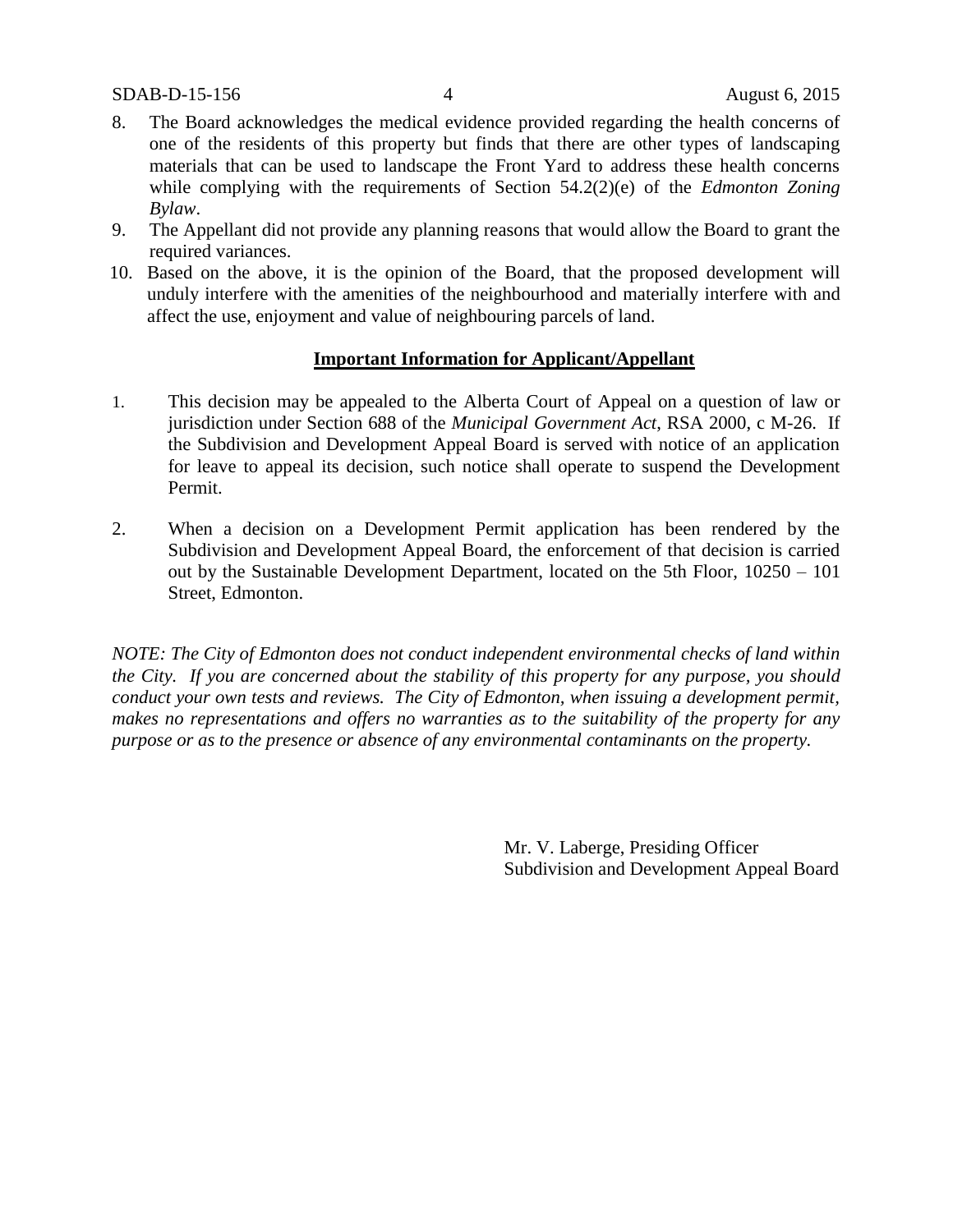8. The Board acknowledges the medical evidence provided regarding the health concerns of one of the residents of this property but finds that there are other types of landscaping materials that can be used to landscape the Front Yard to address these health concerns while complying with the requirements of Section 54.2(2)(e) of the *Edmonton Zoning Bylaw*.
9. The Appellant did not provide any planning reasons that would allow the Board to grant the required variances.
10. Based on the above, it is the opinion of the Board, that the proposed development will unduly interfere with the amenities of the neighbourhood and materially interfere with and affect the use, enjoyment and value of neighbouring parcels of land.

**Important Information for Applicant/Appellant**

1. This decision may be appealed to the Alberta Court of Appeal on a question of law or jurisdiction under Section 688 of the *Municipal Government Act*, RSA 2000, c M-26. If the Subdivision and Development Appeal Board is served with notice of an application for leave to appeal its decision, such notice shall operate to suspend the Development Permit.

2. When a decision on a Development Permit application has been rendered by the Subdivision and Development Appeal Board, the enforcement of that decision is carried out by the Sustainable Development Department, located on the 5th Floor, 10250 – 101 Street, Edmonton.

*NOTE: The City of Edmonton does not conduct independent environmental checks of land within the City. If you are concerned about the stability of this property for any purpose, you should conduct your own tests and reviews. The City of Edmonton, when issuing a development permit, makes no representations and offers no warranties as to the suitability of the property for any purpose or as to the presence or absence of any environmental contaminants on the property.*

Mr. V. Laberge, Presiding Officer
Subdivision and Development Appeal Board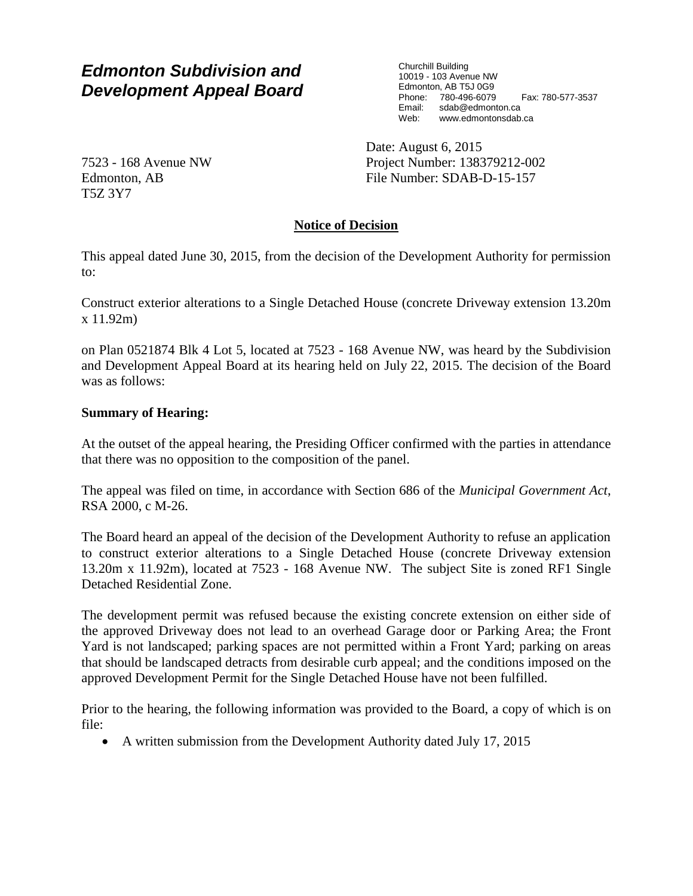# *Edmonton Subdivision and Development Appeal Board*

Churchill Building
10019 - 103 Avenue NW
Edmonton, AB T5J 0G9
Phone: 780-496-6079 Fax: 780-577-3537
Email: sdab@edmonton.ca
Web: www.edmontonsdab.ca

7523 - 168 Avenue NW
Edmonton, AB
T5Z 3Y7

Date: August 6, 2015
Project Number: 138379212-002
File Number: SDAB-D-15-157

## Notice of Decision

This appeal dated June 30, 2015, from the decision of the Development Authority for permission to:

Construct exterior alterations to a Single Detached House (concrete Driveway extension 13.20m x 11.92m)

on Plan 0521874 Blk 4 Lot 5, located at 7523 - 168 Avenue NW, was heard by the Subdivision and Development Appeal Board at its hearing held on July 22, 2015. The decision of the Board was as follows:

**Summary of Hearing:**

At the outset of the appeal hearing, the Presiding Officer confirmed with the parties in attendance that there was no opposition to the composition of the panel.

The appeal was filed on time, in accordance with Section 686 of the *Municipal Government Act*, RSA 2000, c M-26.

The Board heard an appeal of the decision of the Development Authority to refuse an application to construct exterior alterations to a Single Detached House (concrete Driveway extension 13.20m x 11.92m), located at 7523 - 168 Avenue NW. The subject Site is zoned RF1 Single Detached Residential Zone.

The development permit was refused because the existing concrete extension on either side of the approved Driveway does not lead to an overhead Garage door or Parking Area; the Front Yard is not landscaped; parking spaces are not permitted within a Front Yard; parking on areas that should be landscaped detracts from desirable curb appeal; and the conditions imposed on the approved Development Permit for the Single Detached House have not been fulfilled.

Prior to the hearing, the following information was provided to the Board, a copy of which is on file:

- A written submission from the Development Authority dated July 17, 2015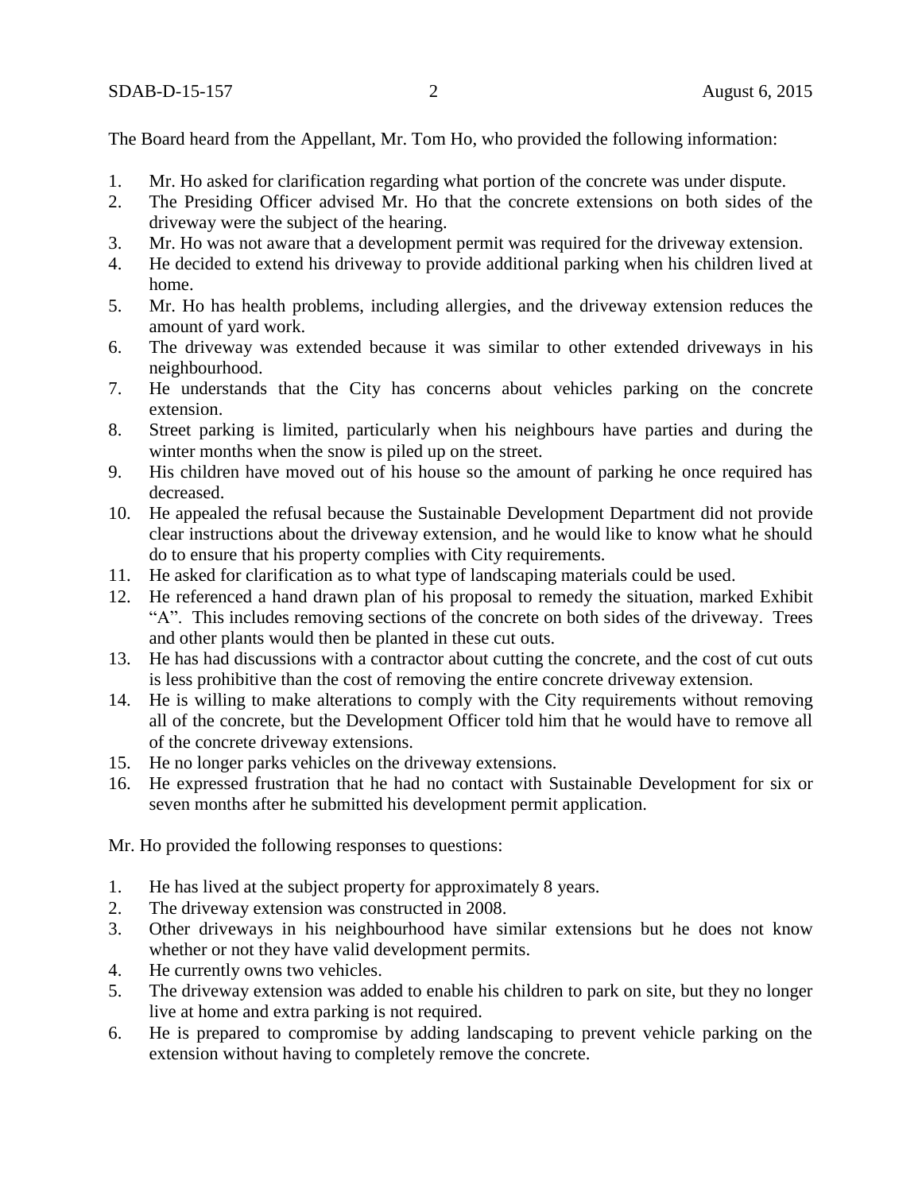The Board heard from the Appellant, Mr. Tom Ho, who provided the following information:

1. Mr. Ho asked for clarification regarding what portion of the concrete was under dispute.
2. The Presiding Officer advised Mr. Ho that the concrete extensions on both sides of the driveway were the subject of the hearing.
3. Mr. Ho was not aware that a development permit was required for the driveway extension.
4. He decided to extend his driveway to provide additional parking when his children lived at home.
5. Mr. Ho has health problems, including allergies, and the driveway extension reduces the amount of yard work.
6. The driveway was extended because it was similar to other extended driveways in his neighbourhood.
7. He understands that the City has concerns about vehicles parking on the concrete extension.
8. Street parking is limited, particularly when his neighbours have parties and during the winter months when the snow is piled up on the street.
9. His children have moved out of his house so the amount of parking he once required has decreased.
10. He appealed the refusal because the Sustainable Development Department did not provide clear instructions about the driveway extension, and he would like to know what he should do to ensure that his property complies with City requirements.
11. He asked for clarification as to what type of landscaping materials could be used.
12. He referenced a hand drawn plan of his proposal to remedy the situation, marked Exhibit "A". This includes removing sections of the concrete on both sides of the driveway. Trees and other plants would then be planted in these cut outs.
13. He has had discussions with a contractor about cutting the concrete, and the cost of cut outs is less prohibitive than the cost of removing the entire concrete driveway extension.
14. He is willing to make alterations to comply with the City requirements without removing all of the concrete, but the Development Officer told him that he would have to remove all of the concrete driveway extensions.
15. He no longer parks vehicles on the driveway extensions.
16. He expressed frustration that he had no contact with Sustainable Development for six or seven months after he submitted his development permit application.

Mr. Ho provided the following responses to questions:

1. He has lived at the subject property for approximately 8 years.
2. The driveway extension was constructed in 2008.
3. Other driveways in his neighbourhood have similar extensions but he does not know whether or not they have valid development permits.
4. He currently owns two vehicles.
5. The driveway extension was added to enable his children to park on site, but they no longer live at home and extra parking is not required.
6. He is prepared to compromise by adding landscaping to prevent vehicle parking on the extension without having to completely remove the concrete.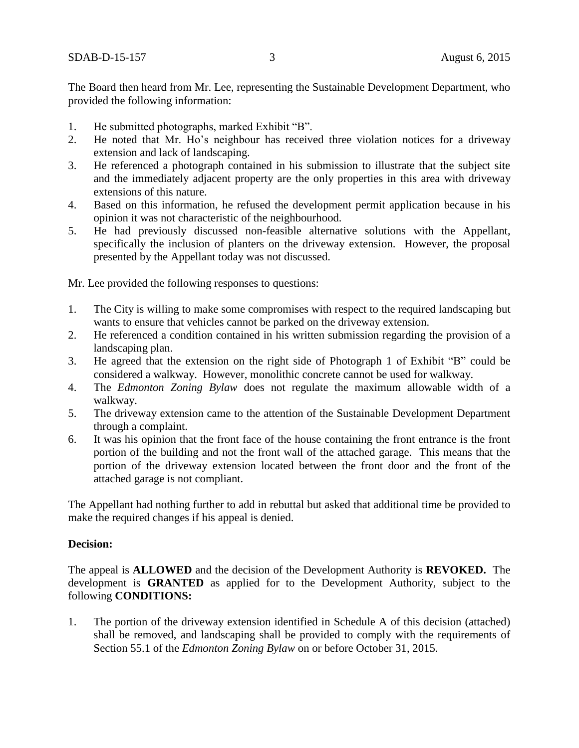The Board then heard from Mr. Lee, representing the Sustainable Development Department, who provided the following information:

1. He submitted photographs, marked Exhibit "B".
2. He noted that Mr. Ho's neighbour has received three violation notices for a driveway extension and lack of landscaping.
3. He referenced a photograph contained in his submission to illustrate that the subject site and the immediately adjacent property are the only properties in this area with driveway extensions of this nature.
4. Based on this information, he refused the development permit application because in his opinion it was not characteristic of the neighbourhood.
5. He had previously discussed non-feasible alternative solutions with the Appellant, specifically the inclusion of planters on the driveway extension. However, the proposal presented by the Appellant today was not discussed.

Mr. Lee provided the following responses to questions:

1. The City is willing to make some compromises with respect to the required landscaping but wants to ensure that vehicles cannot be parked on the driveway extension.
2. He referenced a condition contained in his written submission regarding the provision of a landscaping plan.
3. He agreed that the extension on the right side of Photograph 1 of Exhibit "B" could be considered a walkway. However, monolithic concrete cannot be used for walkway.
4. The *Edmonton Zoning Bylaw* does not regulate the maximum allowable width of a walkway.
5. The driveway extension came to the attention of the Sustainable Development Department through a complaint.
6. It was his opinion that the front face of the house containing the front entrance is the front portion of the building and not the front wall of the attached garage. This means that the portion of the driveway extension located between the front door and the front of the attached garage is not compliant.

The Appellant had nothing further to add in rebuttal but asked that additional time be provided to make the required changes if his appeal is denied.

**Decision:**

The appeal is **ALLOWED** and the decision of the Development Authority is **REVOKED.** The development is **GRANTED** as applied for to the Development Authority, subject to the following **CONDITIONS:**

1. The portion of the driveway extension identified in Schedule A of this decision (attached) shall be removed, and landscaping shall be provided to comply with the requirements of Section 55.1 of the *Edmonton Zoning Bylaw* on or before October 31, 2015.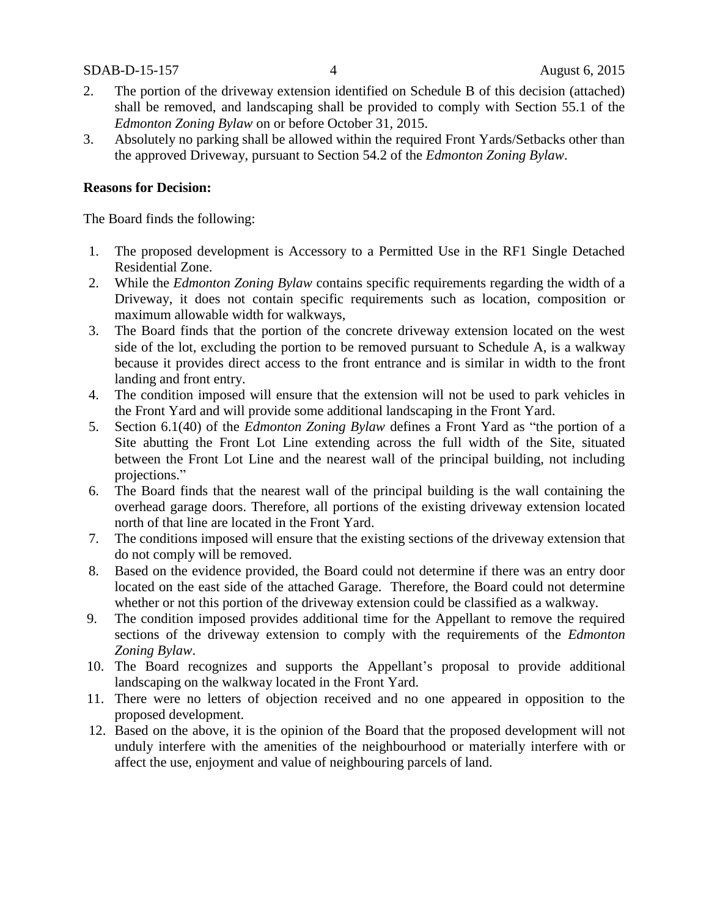2. The portion of the driveway extension identified on Schedule B of this decision (attached) shall be removed, and landscaping shall be provided to comply with Section 55.1 of the *Edmonton Zoning Bylaw* on or before October 31, 2015.
3. Absolutely no parking shall be allowed within the required Front Yards/Setbacks other than the approved Driveway, pursuant to Section 54.2 of the *Edmonton Zoning Bylaw*.

**Reasons for Decision:**

The Board finds the following:

1. The proposed development is Accessory to a Permitted Use in the RF1 Single Detached Residential Zone.
2. While the *Edmonton Zoning Bylaw* contains specific requirements regarding the width of a Driveway, it does not contain specific requirements such as location, composition or maximum allowable width for walkways,
3. The Board finds that the portion of the concrete driveway extension located on the west side of the lot, excluding the portion to be removed pursuant to Schedule A, is a walkway because it provides direct access to the front entrance and is similar in width to the front landing and front entry.
4. The condition imposed will ensure that the extension will not be used to park vehicles in the Front Yard and will provide some additional landscaping in the Front Yard.
5. Section 6.1(40) of the *Edmonton Zoning Bylaw* defines a Front Yard as "the portion of a Site abutting the Front Lot Line extending across the full width of the Site, situated between the Front Lot Line and the nearest wall of the principal building, not including projections."
6. The Board finds that the nearest wall of the principal building is the wall containing the overhead garage doors. Therefore, all portions of the existing driveway extension located north of that line are located in the Front Yard.
7. The conditions imposed will ensure that the existing sections of the driveway extension that do not comply will be removed.
8. Based on the evidence provided, the Board could not determine if there was an entry door located on the east side of the attached Garage. Therefore, the Board could not determine whether or not this portion of the driveway extension could be classified as a walkway.
9. The condition imposed provides additional time for the Appellant to remove the required sections of the driveway extension to comply with the requirements of the *Edmonton Zoning Bylaw*.
10. The Board recognizes and supports the Appellant's proposal to provide additional landscaping on the walkway located in the Front Yard.
11. There were no letters of objection received and no one appeared in opposition to the proposed development.
12. Based on the above, it is the opinion of the Board that the proposed development will not unduly interfere with the amenities of the neighbourhood or materially interfere with or affect the use, enjoyment and value of neighbouring parcels of land.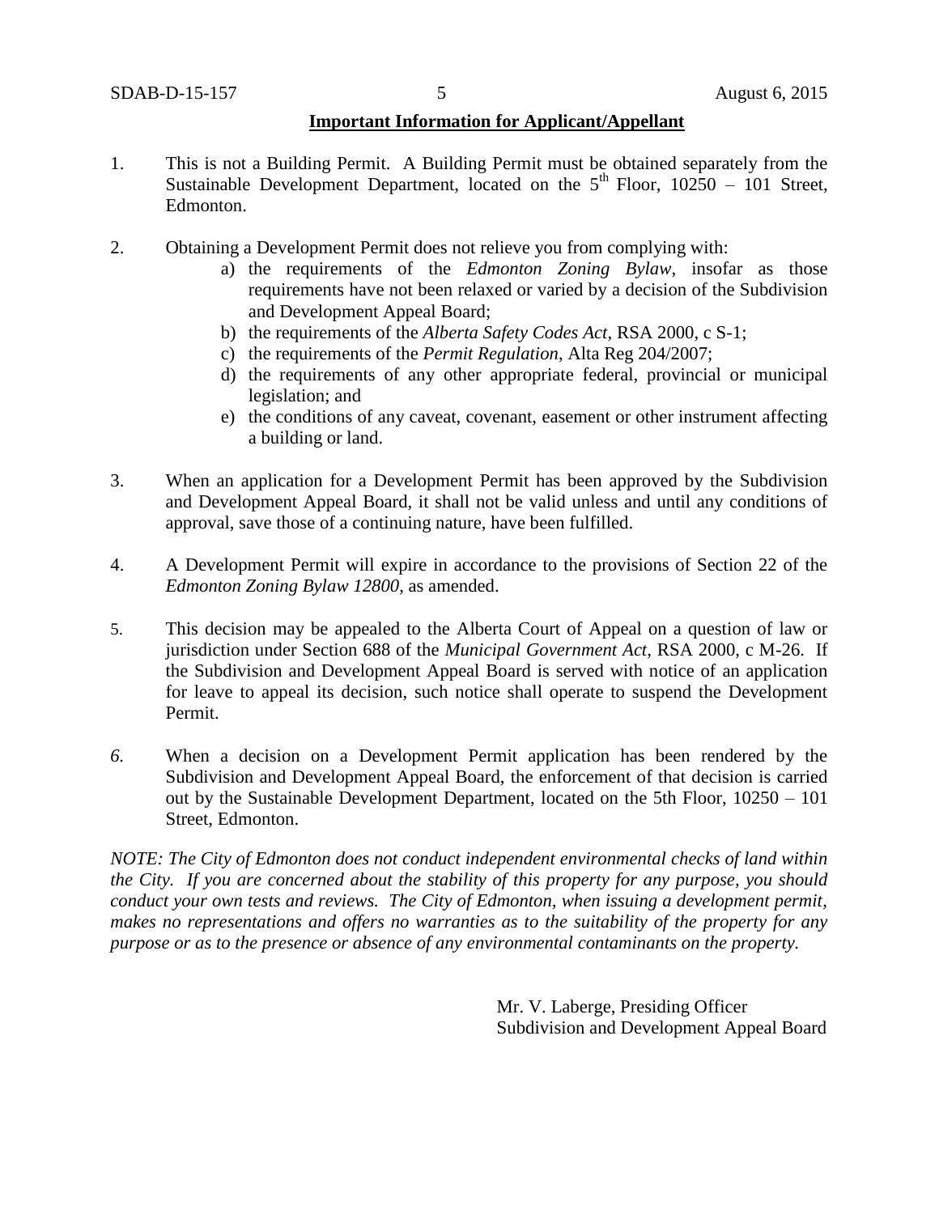**Important Information for Applicant/Appellant**

1. This is not a Building Permit. A Building Permit must be obtained separately from the Sustainable Development Department, located on the 5th Floor, 10250 – 101 Street, Edmonton.

2. Obtaining a Development Permit does not relieve you from complying with:
   a) the requirements of the *Edmonton Zoning Bylaw*, insofar as those requirements have not been relaxed or varied by a decision of the Subdivision and Development Appeal Board;
   b) the requirements of the *Alberta Safety Codes Act*, RSA 2000, c S-1;
   c) the requirements of the *Permit Regulation*, Alta Reg 204/2007;
   d) the requirements of any other appropriate federal, provincial or municipal legislation; and
   e) the conditions of any caveat, covenant, easement or other instrument affecting a building or land.

3. When an application for a Development Permit has been approved by the Subdivision and Development Appeal Board, it shall not be valid unless and until any conditions of approval, save those of a continuing nature, have been fulfilled.

4. A Development Permit will expire in accordance to the provisions of Section 22 of the *Edmonton Zoning Bylaw 12800*, as amended.

5. This decision may be appealed to the Alberta Court of Appeal on a question of law or jurisdiction under Section 688 of the *Municipal Government Act*, RSA 2000, c M-26. If the Subdivision and Development Appeal Board is served with notice of an application for leave to appeal its decision, such notice shall operate to suspend the Development Permit.

6. When a decision on a Development Permit application has been rendered by the Subdivision and Development Appeal Board, the enforcement of that decision is carried out by the Sustainable Development Department, located on the 5th Floor, 10250 – 101 Street, Edmonton.

*NOTE: The City of Edmonton does not conduct independent environmental checks of land within the City. If you are concerned about the stability of this property for any purpose, you should conduct your own tests and reviews. The City of Edmonton, when issuing a development permit, makes no representations and offers no warranties as to the suitability of the property for any purpose or as to the presence or absence of any environmental contaminants on the property.*

Mr. V. Laberge, Presiding Officer
Subdivision and Development Appeal Board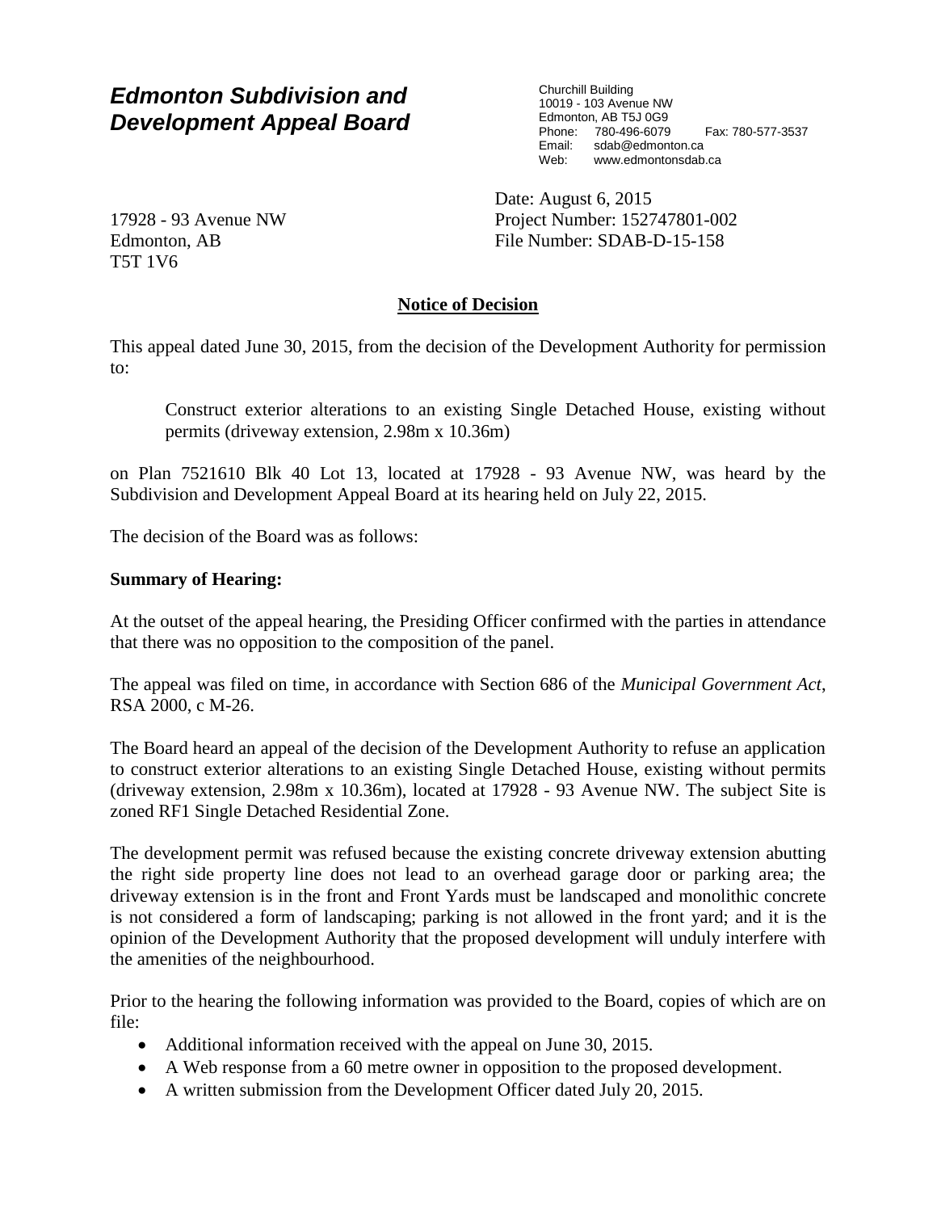# *Edmonton Subdivision and Development Appeal Board*

Churchill Building
10019 - 103 Avenue NW
Edmonton, AB T5J 0G9
Phone: 780-496-6079 Fax: 780-577-3537
Email: sdab@edmonton.ca
Web: www.edmontonsdab.ca

17928 - 93 Avenue NW
Edmonton, AB
T5T 1V6

Date: August 6, 2015
Project Number: 152747801-002
File Number: SDAB-D-15-158

## Notice of Decision

This appeal dated June 30, 2015, from the decision of the Development Authority for permission to:

> Construct exterior alterations to an existing Single Detached House, existing without permits (driveway extension, 2.98m x 10.36m)

on Plan 7521610 Blk 40 Lot 13, located at 17928 - 93 Avenue NW, was heard by the Subdivision and Development Appeal Board at its hearing held on July 22, 2015.

The decision of the Board was as follows:

**Summary of Hearing:**

At the outset of the appeal hearing, the Presiding Officer confirmed with the parties in attendance that there was no opposition to the composition of the panel.

The appeal was filed on time, in accordance with Section 686 of the *Municipal Government Act*, RSA 2000, c M-26.

The Board heard an appeal of the decision of the Development Authority to refuse an application to construct exterior alterations to an existing Single Detached House, existing without permits (driveway extension, 2.98m x 10.36m), located at 17928 - 93 Avenue NW. The subject Site is zoned RF1 Single Detached Residential Zone.

The development permit was refused because the existing concrete driveway extension abutting the right side property line does not lead to an overhead garage door or parking area; the driveway extension is in the front and Front Yards must be landscaped and monolithic concrete is not considered a form of landscaping; parking is not allowed in the front yard; and it is the opinion of the Development Authority that the proposed development will unduly interfere with the amenities of the neighbourhood.

Prior to the hearing the following information was provided to the Board, copies of which are on file:

- Additional information received with the appeal on June 30, 2015.
- A Web response from a 60 metre owner in opposition to the proposed development.
- A written submission from the Development Officer dated July 20, 2015.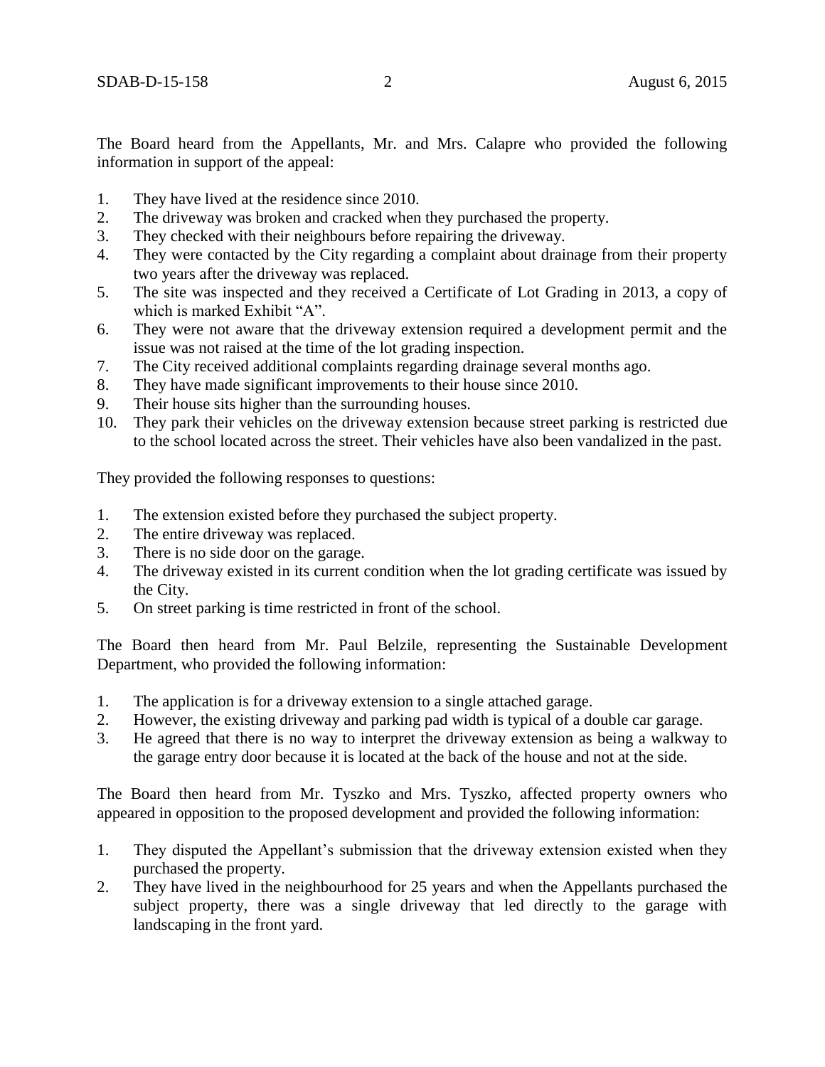The Board heard from the Appellants, Mr. and Mrs. Calapre who provided the following information in support of the appeal:

1. They have lived at the residence since 2010.
2. The driveway was broken and cracked when they purchased the property.
3. They checked with their neighbours before repairing the driveway.
4. They were contacted by the City regarding a complaint about drainage from their property two years after the driveway was replaced.
5. The site was inspected and they received a Certificate of Lot Grading in 2013, a copy of which is marked Exhibit "A".
6. They were not aware that the driveway extension required a development permit and the issue was not raised at the time of the lot grading inspection.
7. The City received additional complaints regarding drainage several months ago.
8. They have made significant improvements to their house since 2010.
9. Their house sits higher than the surrounding houses.
10. They park their vehicles on the driveway extension because street parking is restricted due to the school located across the street. Their vehicles have also been vandalized in the past.

They provided the following responses to questions:

1. The extension existed before they purchased the subject property.
2. The entire driveway was replaced.
3. There is no side door on the garage.
4. The driveway existed in its current condition when the lot grading certificate was issued by the City.
5. On street parking is time restricted in front of the school.

The Board then heard from Mr. Paul Belzile, representing the Sustainable Development Department, who provided the following information:

1. The application is for a driveway extension to a single attached garage.
2. However, the existing driveway and parking pad width is typical of a double car garage.
3. He agreed that there is no way to interpret the driveway extension as being a walkway to the garage entry door because it is located at the back of the house and not at the side.

The Board then heard from Mr. Tyszko and Mrs. Tyszko, affected property owners who appeared in opposition to the proposed development and provided the following information:

1. They disputed the Appellant's submission that the driveway extension existed when they purchased the property.
2. They have lived in the neighbourhood for 25 years and when the Appellants purchased the subject property, there was a single driveway that led directly to the garage with landscaping in the front yard.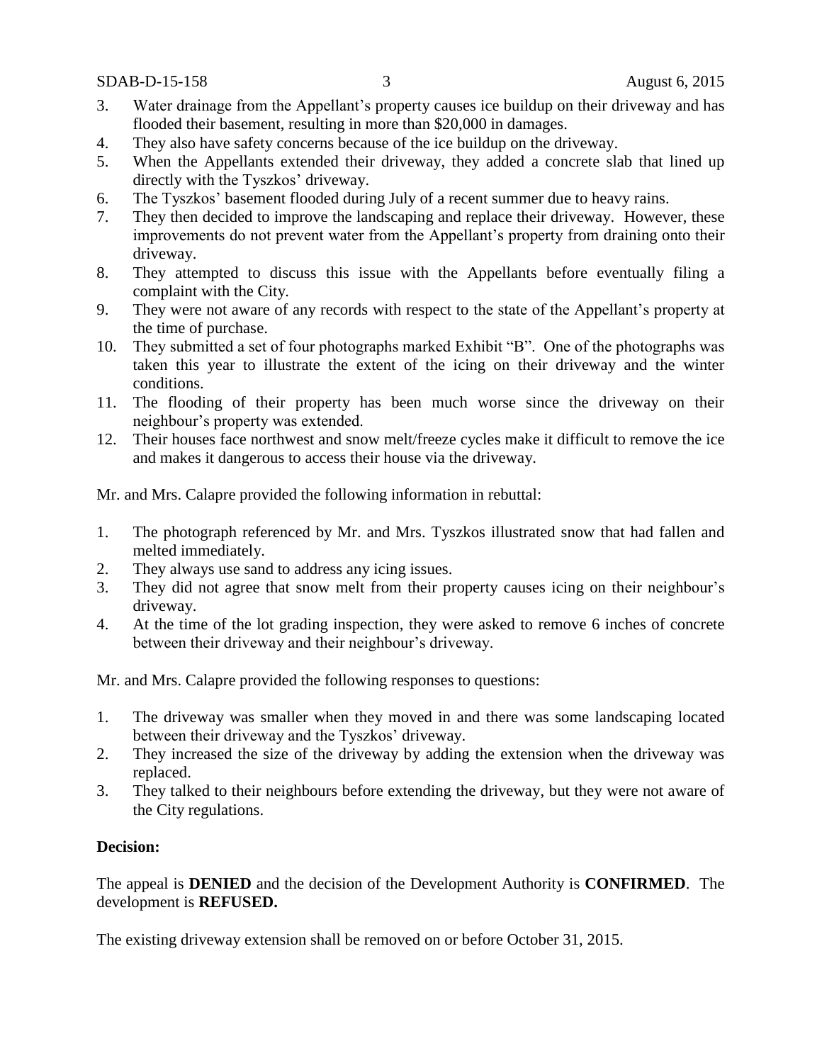3. Water drainage from the Appellant's property causes ice buildup on their driveway and has flooded their basement, resulting in more than $20,000 in damages.
4. They also have safety concerns because of the ice buildup on the driveway.
5. When the Appellants extended their driveway, they added a concrete slab that lined up directly with the Tyszkos' driveway.
6. The Tyszkos' basement flooded during July of a recent summer due to heavy rains.
7. They then decided to improve the landscaping and replace their driveway. However, these improvements do not prevent water from the Appellant's property from draining onto their driveway.
8. They attempted to discuss this issue with the Appellants before eventually filing a complaint with the City.
9. They were not aware of any records with respect to the state of the Appellant's property at the time of purchase.
10. They submitted a set of four photographs marked Exhibit "B". One of the photographs was taken this year to illustrate the extent of the icing on their driveway and the winter conditions.
11. The flooding of their property has been much worse since the driveway on their neighbour's property was extended.
12. Their houses face northwest and snow melt/freeze cycles make it difficult to remove the ice and makes it dangerous to access their house via the driveway.

Mr. and Mrs. Calapre provided the following information in rebuttal:

1. The photograph referenced by Mr. and Mrs. Tyszkos illustrated snow that had fallen and melted immediately.
2. They always use sand to address any icing issues.
3. They did not agree that snow melt from their property causes icing on their neighbour's driveway.
4. At the time of the lot grading inspection, they were asked to remove 6 inches of concrete between their driveway and their neighbour's driveway.

Mr. and Mrs. Calapre provided the following responses to questions:

1. The driveway was smaller when they moved in and there was some landscaping located between their driveway and the Tyszkos' driveway.
2. They increased the size of the driveway by adding the extension when the driveway was replaced.
3. They talked to their neighbours before extending the driveway, but they were not aware of the City regulations.

**Decision:**

The appeal is **DENIED** and the decision of the Development Authority is **CONFIRMED**. The development is **REFUSED.**

The existing driveway extension shall be removed on or before October 31, 2015.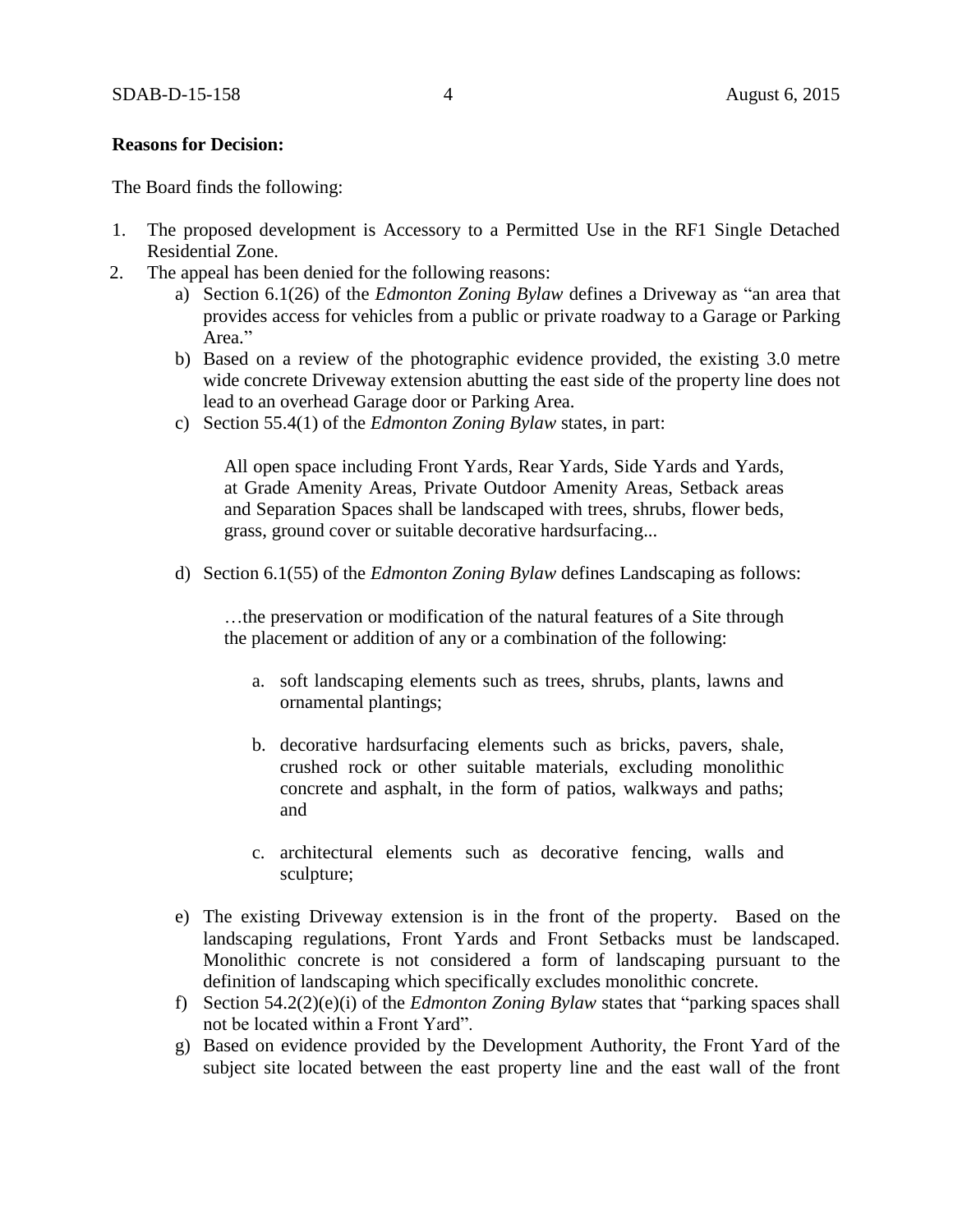**Reasons for Decision:**

The Board finds the following:

1. The proposed development is Accessory to a Permitted Use in the RF1 Single Detached Residential Zone.
2. The appeal has been denied for the following reasons:
    a) Section 6.1(26) of the *Edmonton Zoning Bylaw* defines a Driveway as "an area that provides access for vehicles from a public or private roadway to a Garage or Parking Area."
    b) Based on a review of the photographic evidence provided, the existing 3.0 metre wide concrete Driveway extension abutting the east side of the property line does not lead to an overhead Garage door or Parking Area.
    c) Section 55.4(1) of the *Edmonton Zoning Bylaw* states, in part:

        All open space including Front Yards, Rear Yards, Side Yards and Yards, at Grade Amenity Areas, Private Outdoor Amenity Areas, Setback areas and Separation Spaces shall be landscaped with trees, shrubs, flower beds, grass, ground cover or suitable decorative hardsurfacing...

    d) Section 6.1(55) of the *Edmonton Zoning Bylaw* defines Landscaping as follows:

        …the preservation or modification of the natural features of a Site through the placement or addition of any or a combination of the following:

        a. soft landscaping elements such as trees, shrubs, plants, lawns and ornamental plantings;

        b. decorative hardsurfacing elements such as bricks, pavers, shale, crushed rock or other suitable materials, excluding monolithic concrete and asphalt, in the form of patios, walkways and paths; and

        c. architectural elements such as decorative fencing, walls and sculpture;

    e) The existing Driveway extension is in the front of the property. Based on the landscaping regulations, Front Yards and Front Setbacks must be landscaped. Monolithic concrete is not considered a form of landscaping pursuant to the definition of landscaping which specifically excludes monolithic concrete.
    f) Section 54.2(2)(e)(i) of the *Edmonton Zoning Bylaw* states that "parking spaces shall not be located within a Front Yard".
    g) Based on evidence provided by the Development Authority, the Front Yard of the subject site located between the east property line and the east wall of the front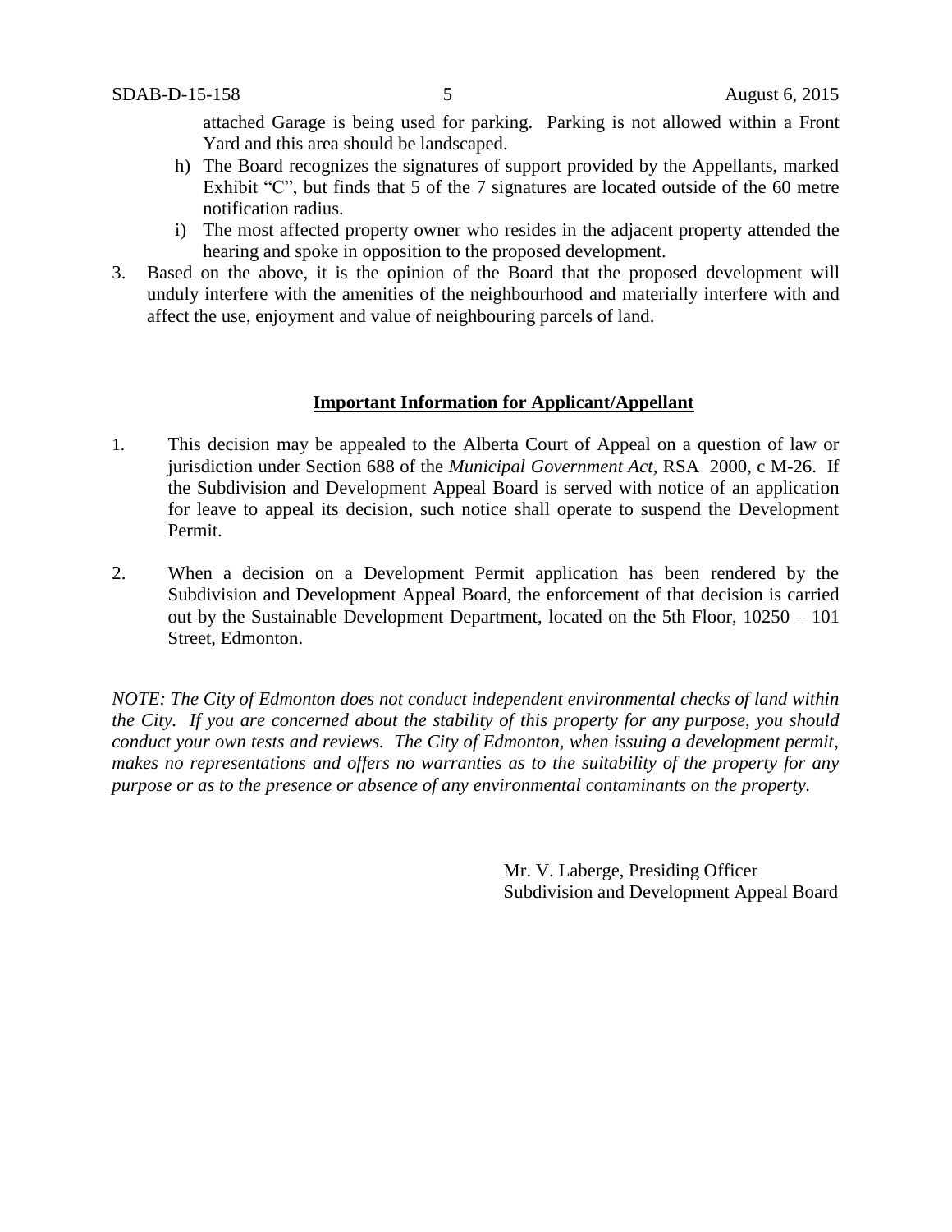attached Garage is being used for parking. Parking is not allowed within a Front Yard and this area should be landscaped.

h) The Board recognizes the signatures of support provided by the Appellants, marked Exhibit "C", but finds that 5 of the 7 signatures are located outside of the 60 metre notification radius.

i) The most affected property owner who resides in the adjacent property attended the hearing and spoke in opposition to the proposed development.

3. Based on the above, it is the opinion of the Board that the proposed development will unduly interfere with the amenities of the neighbourhood and materially interfere with and affect the use, enjoyment and value of neighbouring parcels of land.

**Important Information for Applicant/Appellant**

1. This decision may be appealed to the Alberta Court of Appeal on a question of law or jurisdiction under Section 688 of the *Municipal Government Act*, RSA 2000, c M-26. If the Subdivision and Development Appeal Board is served with notice of an application for leave to appeal its decision, such notice shall operate to suspend the Development Permit.

2. When a decision on a Development Permit application has been rendered by the Subdivision and Development Appeal Board, the enforcement of that decision is carried out by the Sustainable Development Department, located on the 5th Floor, 10250 – 101 Street, Edmonton.

*NOTE: The City of Edmonton does not conduct independent environmental checks of land within the City. If you are concerned about the stability of this property for any purpose, you should conduct your own tests and reviews. The City of Edmonton, when issuing a development permit, makes no representations and offers no warranties as to the suitability of the property for any purpose or as to the presence or absence of any environmental contaminants on the property.*

Mr. V. Laberge, Presiding Officer
Subdivision and Development Appeal Board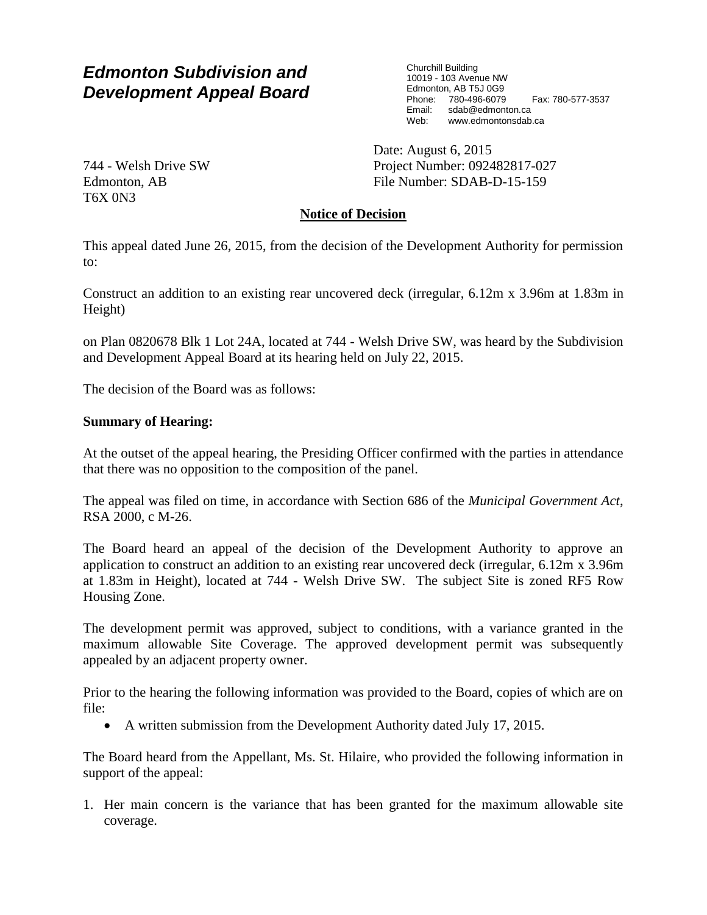# *Edmonton Subdivision and Development Appeal Board*

Churchill Building
10019 - 103 Avenue NW
Edmonton, AB T5J 0G9
Phone: 780-496-6079 Fax: 780-577-3537
Email: sdab@edmonton.ca
Web: www.edmontonsdab.ca

744 - Welsh Drive SW
Edmonton, AB
T6X 0N3

Date: August 6, 2015
Project Number: 092482817-027
File Number: SDAB-D-15-159

**Notice of Decision**

This appeal dated June 26, 2015, from the decision of the Development Authority for permission to:

Construct an addition to an existing rear uncovered deck (irregular, 6.12m x 3.96m at 1.83m in Height)

on Plan 0820678 Blk 1 Lot 24A, located at 744 - Welsh Drive SW, was heard by the Subdivision and Development Appeal Board at its hearing held on July 22, 2015.

The decision of the Board was as follows:

**Summary of Hearing:**

At the outset of the appeal hearing, the Presiding Officer confirmed with the parties in attendance that there was no opposition to the composition of the panel.

The appeal was filed on time, in accordance with Section 686 of the *Municipal Government Act*, RSA 2000, c M-26.

The Board heard an appeal of the decision of the Development Authority to approve an application to construct an addition to an existing rear uncovered deck (irregular, 6.12m x 3.96m at 1.83m in Height), located at 744 - Welsh Drive SW. The subject Site is zoned RF5 Row Housing Zone.

The development permit was approved, subject to conditions, with a variance granted in the maximum allowable Site Coverage. The approved development permit was subsequently appealed by an adjacent property owner.

Prior to the hearing the following information was provided to the Board, copies of which are on file:

- A written submission from the Development Authority dated July 17, 2015.

The Board heard from the Appellant, Ms. St. Hilaire, who provided the following information in support of the appeal:

1. Her main concern is the variance that has been granted for the maximum allowable site coverage.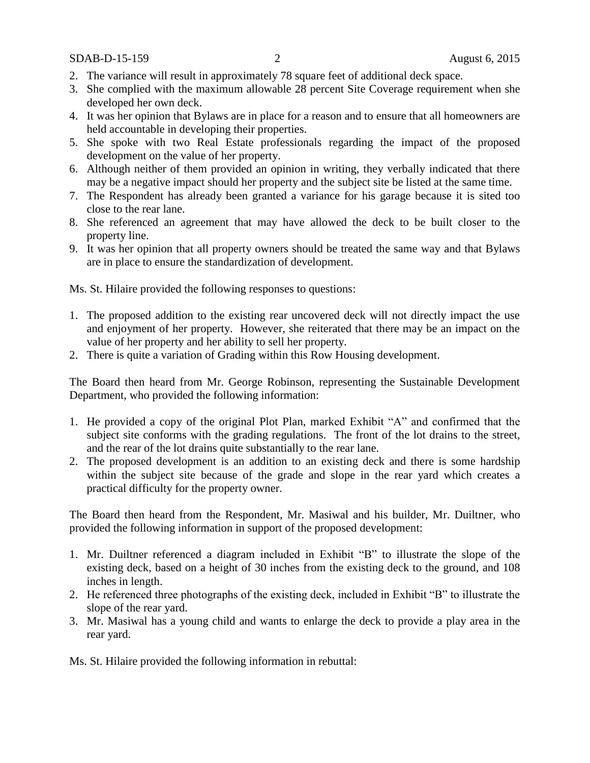2. The variance will result in approximately 78 square feet of additional deck space.
3. She complied with the maximum allowable 28 percent Site Coverage requirement when she developed her own deck.
4. It was her opinion that Bylaws are in place for a reason and to ensure that all homeowners are held accountable in developing their properties.
5. She spoke with two Real Estate professionals regarding the impact of the proposed development on the value of her property.
6. Although neither of them provided an opinion in writing, they verbally indicated that there may be a negative impact should her property and the subject site be listed at the same time.
7. The Respondent has already been granted a variance for his garage because it is sited too close to the rear lane.
8. She referenced an agreement that may have allowed the deck to be built closer to the property line.
9. It was her opinion that all property owners should be treated the same way and that Bylaws are in place to ensure the standardization of development.

Ms. St. Hilaire provided the following responses to questions:

1. The proposed addition to the existing rear uncovered deck will not directly impact the use and enjoyment of her property. However, she reiterated that there may be an impact on the value of her property and her ability to sell her property.
2. There is quite a variation of Grading within this Row Housing development.

The Board then heard from Mr. George Robinson, representing the Sustainable Development Department, who provided the following information:

1. He provided a copy of the original Plot Plan, marked Exhibit "A" and confirmed that the subject site conforms with the grading regulations. The front of the lot drains to the street, and the rear of the lot drains quite substantially to the rear lane.
2. The proposed development is an addition to an existing deck and there is some hardship within the subject site because of the grade and slope in the rear yard which creates a practical difficulty for the property owner.

The Board then heard from the Respondent, Mr. Masiwal and his builder, Mr. Duiltner, who provided the following information in support of the proposed development:

1. Mr. Duiltner referenced a diagram included in Exhibit "B" to illustrate the slope of the existing deck, based on a height of 30 inches from the existing deck to the ground, and 108 inches in length.
2. He referenced three photographs of the existing deck, included in Exhibit "B" to illustrate the slope of the rear yard.
3. Mr. Masiwal has a young child and wants to enlarge the deck to provide a play area in the rear yard.

Ms. St. Hilaire provided the following information in rebuttal: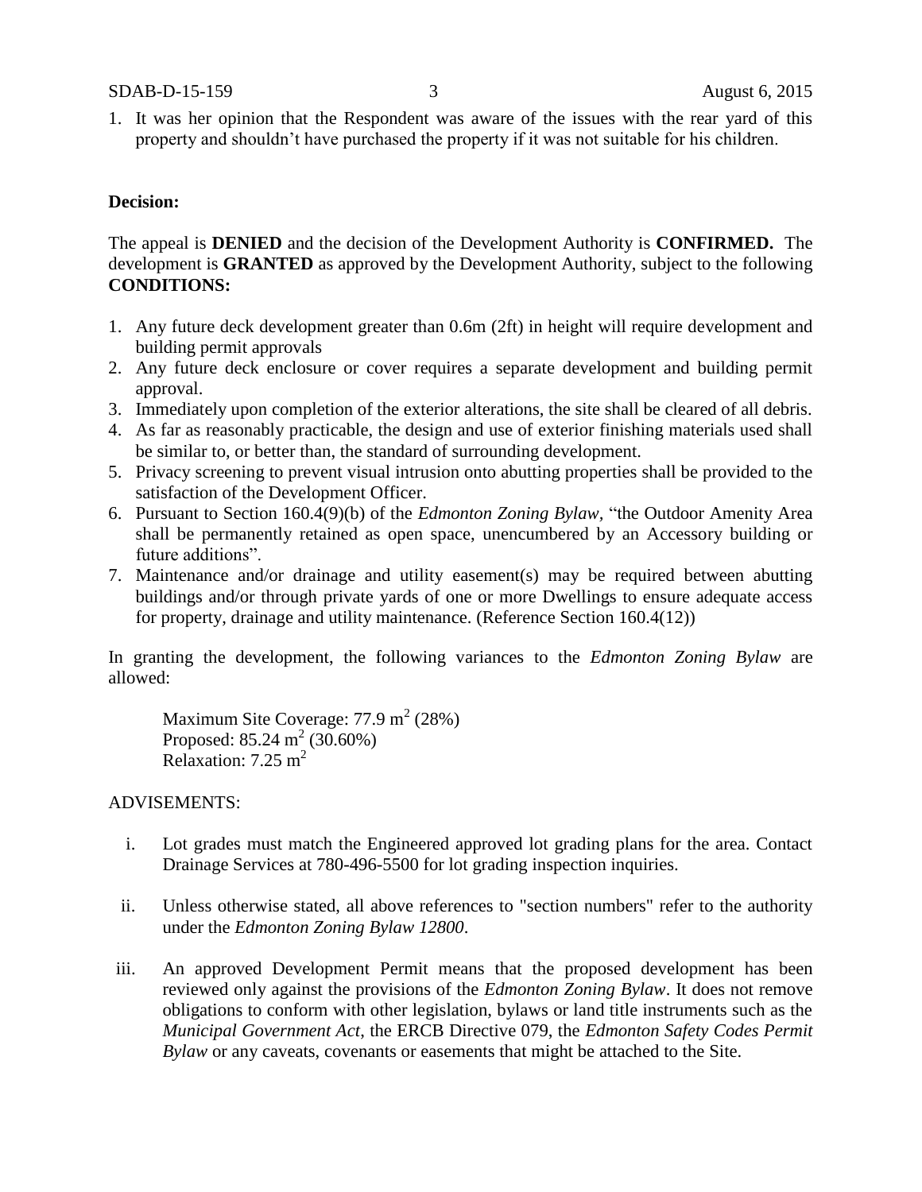1. It was her opinion that the Respondent was aware of the issues with the rear yard of this property and shouldn't have purchased the property if it was not suitable for his children.

**Decision:**

The appeal is **DENIED** and the decision of the Development Authority is **CONFIRMED.** The development is **GRANTED** as approved by the Development Authority, subject to the following **CONDITIONS:**

1. Any future deck development greater than 0.6m (2ft) in height will require development and building permit approvals
2. Any future deck enclosure or cover requires a separate development and building permit approval.
3. Immediately upon completion of the exterior alterations, the site shall be cleared of all debris.
4. As far as reasonably practicable, the design and use of exterior finishing materials used shall be similar to, or better than, the standard of surrounding development.
5. Privacy screening to prevent visual intrusion onto abutting properties shall be provided to the satisfaction of the Development Officer.
6. Pursuant to Section 160.4(9)(b) of the *Edmonton Zoning Bylaw*, "the Outdoor Amenity Area shall be permanently retained as open space, unencumbered by an Accessory building or future additions".
7. Maintenance and/or drainage and utility easement(s) may be required between abutting buildings and/or through private yards of one or more Dwellings to ensure adequate access for property, drainage and utility maintenance. (Reference Section 160.4(12))

In granting the development, the following variances to the *Edmonton Zoning Bylaw* are allowed:

Maximum Site Coverage: 77.9 $m^2$ (28%)
Proposed: 85.24 $m^2$ (30.60%)
Relaxation: 7.25 $m^2$

ADVISEMENTS:

i. Lot grades must match the Engineered approved lot grading plans for the area. Contact Drainage Services at 780-496-5500 for lot grading inspection inquiries.

ii. Unless otherwise stated, all above references to "section numbers" refer to the authority under the *Edmonton Zoning Bylaw 12800*.

iii. An approved Development Permit means that the proposed development has been reviewed only against the provisions of the *Edmonton Zoning Bylaw*. It does not remove obligations to conform with other legislation, bylaws or land title instruments such as the *Municipal Government Act*, the ERCB Directive 079, the *Edmonton Safety Codes Permit Bylaw* or any caveats, covenants or easements that might be attached to the Site.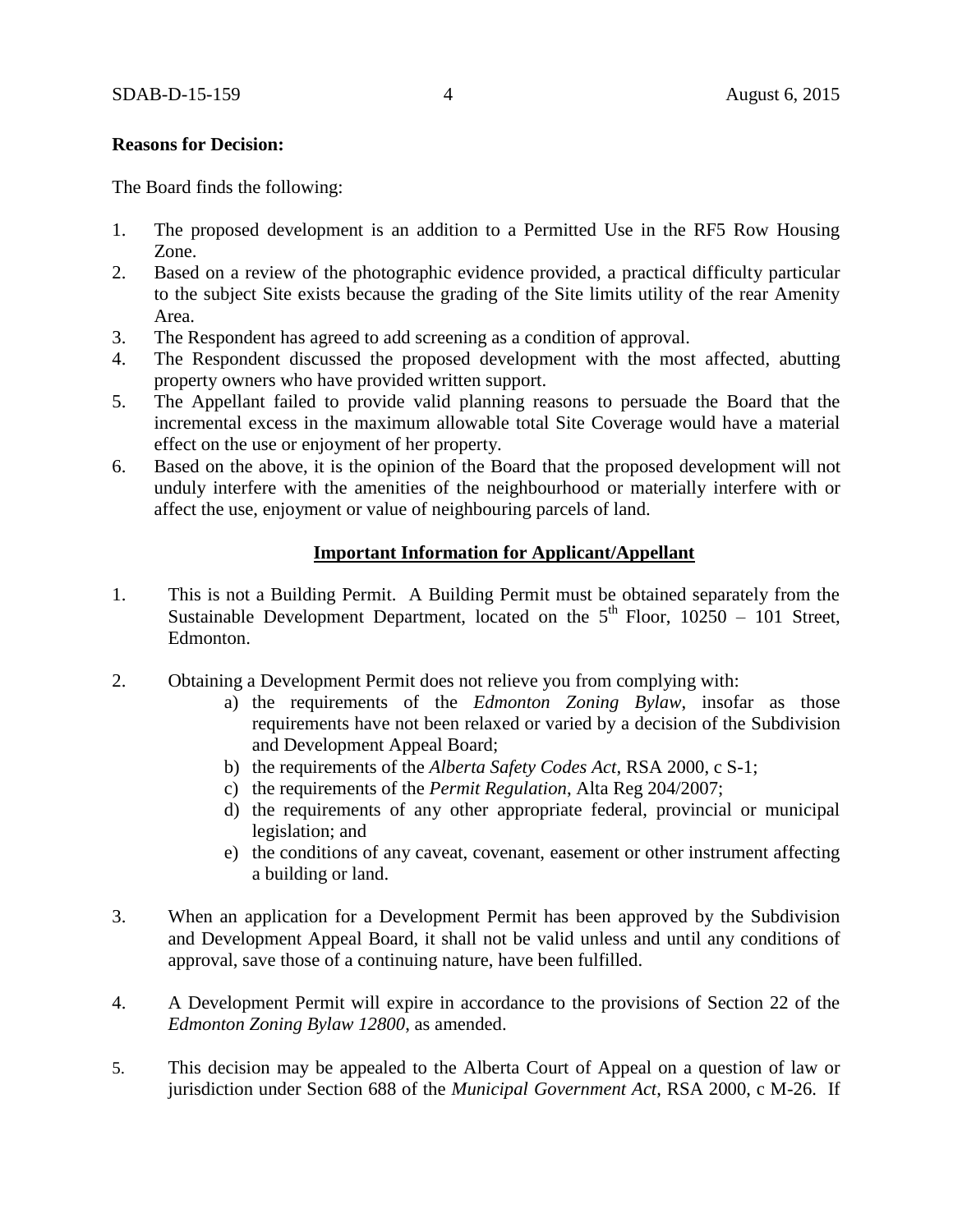**Reasons for Decision:**

The Board finds the following:

1. The proposed development is an addition to a Permitted Use in the RF5 Row Housing Zone.
2. Based on a review of the photographic evidence provided, a practical difficulty particular to the subject Site exists because the grading of the Site limits utility of the rear Amenity Area.
3. The Respondent has agreed to add screening as a condition of approval.
4. The Respondent discussed the proposed development with the most affected, abutting property owners who have provided written support.
5. The Appellant failed to provide valid planning reasons to persuade the Board that the incremental excess in the maximum allowable total Site Coverage would have a material effect on the use or enjoyment of her property.
6. Based on the above, it is the opinion of the Board that the proposed development will not unduly interfere with the amenities of the neighbourhood or materially interfere with or affect the use, enjoyment or value of neighbouring parcels of land.

**Important Information for Applicant/Appellant**

1. This is not a Building Permit. A Building Permit must be obtained separately from the Sustainable Development Department, located on the 5th Floor, 10250 – 101 Street, Edmonton.

2. Obtaining a Development Permit does not relieve you from complying with:
   a) the requirements of the *Edmonton Zoning Bylaw*, insofar as those requirements have not been relaxed or varied by a decision of the Subdivision and Development Appeal Board;
   b) the requirements of the *Alberta Safety Codes Act*, RSA 2000, c S-1;
   c) the requirements of the *Permit Regulation*, Alta Reg 204/2007;
   d) the requirements of any other appropriate federal, provincial or municipal legislation; and
   e) the conditions of any caveat, covenant, easement or other instrument affecting a building or land.

3. When an application for a Development Permit has been approved by the Subdivision and Development Appeal Board, it shall not be valid unless and until any conditions of approval, save those of a continuing nature, have been fulfilled.

4. A Development Permit will expire in accordance to the provisions of Section 22 of the *Edmonton Zoning Bylaw 12800*, as amended.

5. This decision may be appealed to the Alberta Court of Appeal on a question of law or jurisdiction under Section 688 of the *Municipal Government Act*, RSA 2000, c M-26. If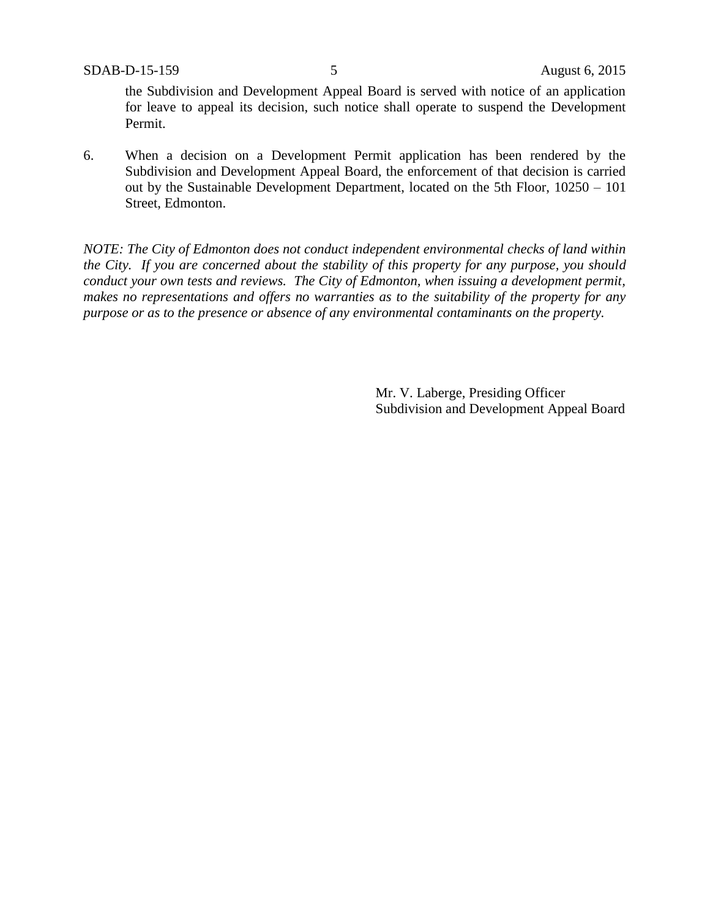the Subdivision and Development Appeal Board is served with notice of an application for leave to appeal its decision, such notice shall operate to suspend the Development Permit.

6. When a decision on a Development Permit application has been rendered by the Subdivision and Development Appeal Board, the enforcement of that decision is carried out by the Sustainable Development Department, located on the 5th Floor, 10250 – 101 Street, Edmonton.

*NOTE: The City of Edmonton does not conduct independent environmental checks of land within the City. If you are concerned about the stability of this property for any purpose, you should conduct your own tests and reviews. The City of Edmonton, when issuing a development permit, makes no representations and offers no warranties as to the suitability of the property for any purpose or as to the presence or absence of any environmental contaminants on the property.*

Mr. V. Laberge, Presiding Officer
Subdivision and Development Appeal Board